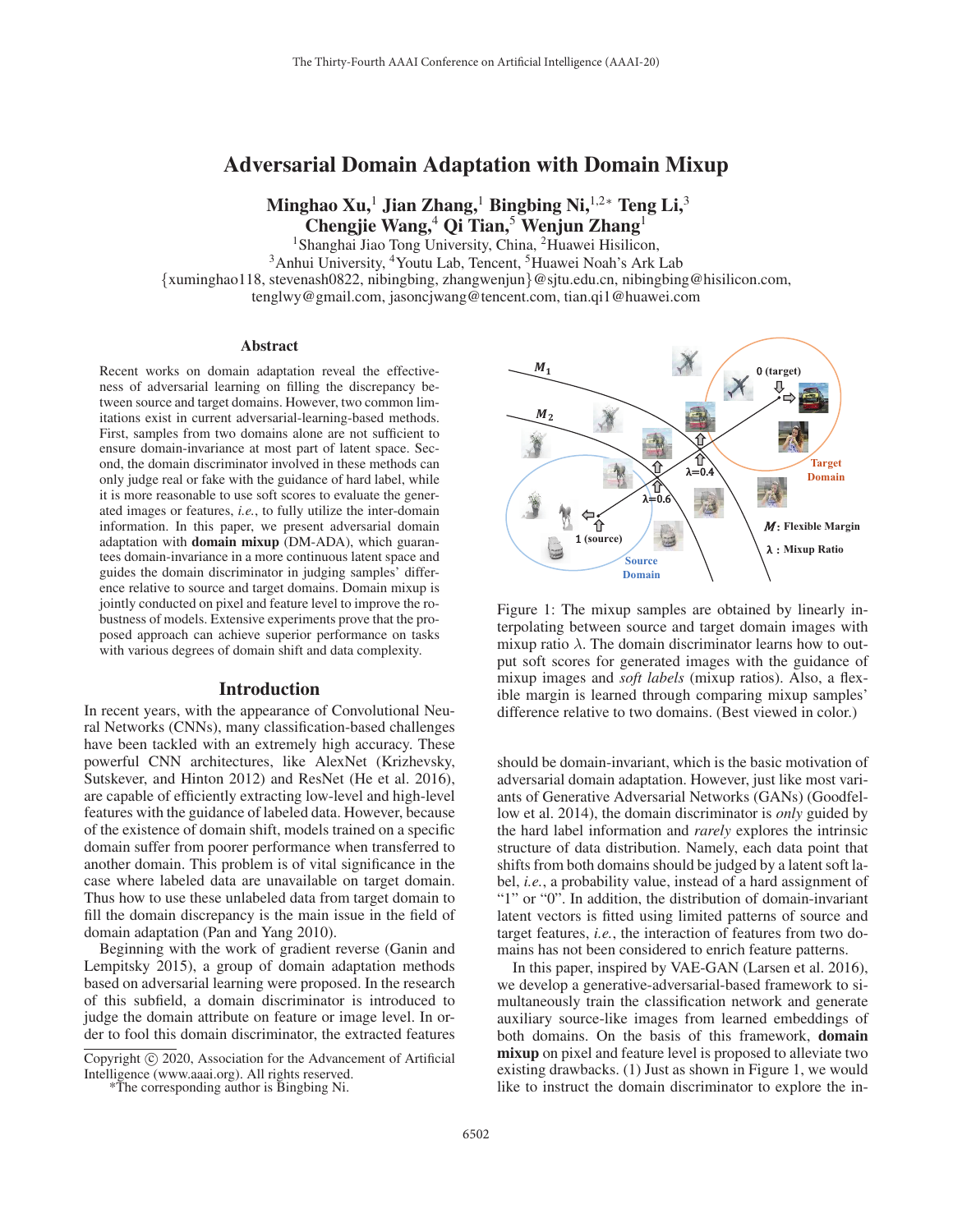# Adversarial Domain Adaptation with Domain Mixup

**Minghao Xu,[1] Jian Zhang,[1] Bingbing Ni,[1,2*] Teng Li,[3] Chengjie Wang,[4] Qi Tian,[5] Wenjun Zhang[1]**

[1]Shanghai Jiao Tong University, China, [2]Huawei Hisilicon,
[3]Anhui University, [4]Youtu Lab, Tencent, [5]Huawei Noah's Ark Lab
{xuminghao118, stevenash0822, nibingbing, zhangwenjun}@sjtu.edu.cn, nibingbing@hisilicon.com,
tenglwy@gmail.com, jasoncjwang@tencent.com, tian.qi1@huawei.com

## Abstract

Recent works on domain adaptation reveal the effectiveness of adversarial learning on filling the discrepancy between source and target domains. However, two common limitations exist in current adversarial-learning-based methods. First, samples from two domains alone are not sufficient to ensure domain-invariance at most part of latent space. Second, the domain discriminator involved in these methods can only judge real or fake with the guidance of hard label, while it is more reasonable to use soft scores to evaluate the generated images or features, *i.e.*, to fully utilize the inter-domain information. In this paper, we present adversarial domain adaptation with **domain mixup** (DM-ADA), which guarantees domain-invariance in a more continuous latent space and guides the domain discriminator in judging samples' difference relative to source and target domains. Domain mixup is jointly conducted on pixel and feature level to improve the robustness of models. Extensive experiments prove that the proposed approach can achieve superior performance on tasks with various degrees of domain shift and data complexity.

## Introduction

In recent years, with the appearance of Convolutional Neural Networks (CNNs), many classification-based challenges have been tackled with an extremely high accuracy. These powerful CNN architectures, like AlexNet (Krizhevsky, Sutskever, and Hinton 2012) and ResNet (He et al. 2016), are capable of efficiently extracting low-level and high-level features with the guidance of labeled data. However, because of the existence of domain shift, models trained on a specific domain suffer from poorer performance when transferred to another domain. This problem is of vital significance in the case where labeled data are unavailable on target domain. Thus how to use these unlabeled data from target domain to fill the domain discrepancy is the main issue in the field of domain adaptation (Pan and Yang 2010).

Beginning with the work of gradient reverse (Ganin and Lempitsky 2015), a group of domain adaptation methods based on adversarial learning were proposed. In the research of this subfield, a domain discriminator is introduced to judge the domain attribute on feature or image level. In order to fool this domain discriminator, the extracted features should be domain-invariant, which is the basic motivation of adversarial domain adaptation. However, just like most variants of Generative Adversarial Networks (GANs) (Goodfellow et al. 2014), the domain discriminator is *only* guided by the hard label information and *rarely* explores the intrinsic structure of data distribution. Namely, each data point that shifts from both domains should be judged by a latent soft label, *i.e.*, a probability value, instead of a hard assignment of "1" or "0". In addition, the distribution of domain-invariant latent vectors is fitted using limited patterns of source and target features, *i.e.*, the interaction of features from two domains has not been considered to enrich feature patterns.

Figure 1: The mixup samples are obtained by linearly interpolating between source and target domain images with mixup ratio $\lambda$. The domain discriminator learns how to output soft scores for generated images with the guidance of mixup images and *soft labels* (mixup ratios). Also, a flexible margin is learned through comparing mixup samples' difference relative to two domains. (Best viewed in color.)

In this paper, inspired by VAE-GAN (Larsen et al. 2016), we develop a generative-adversarial-based framework to simultaneously train the classification network and generate auxiliary source-like images from learned embeddings of both domains. On the basis of this framework, **domain mixup** on pixel and feature level is proposed to alleviate two existing drawbacks. (1) Just as shown in Figure 1, we would like to instruct the domain discriminator to explore the in-

Copyright © 2020, Association for the Advancement of Artificial Intelligence (www.aaai.org). All rights reserved.
*The corresponding author is Bingbing Ni.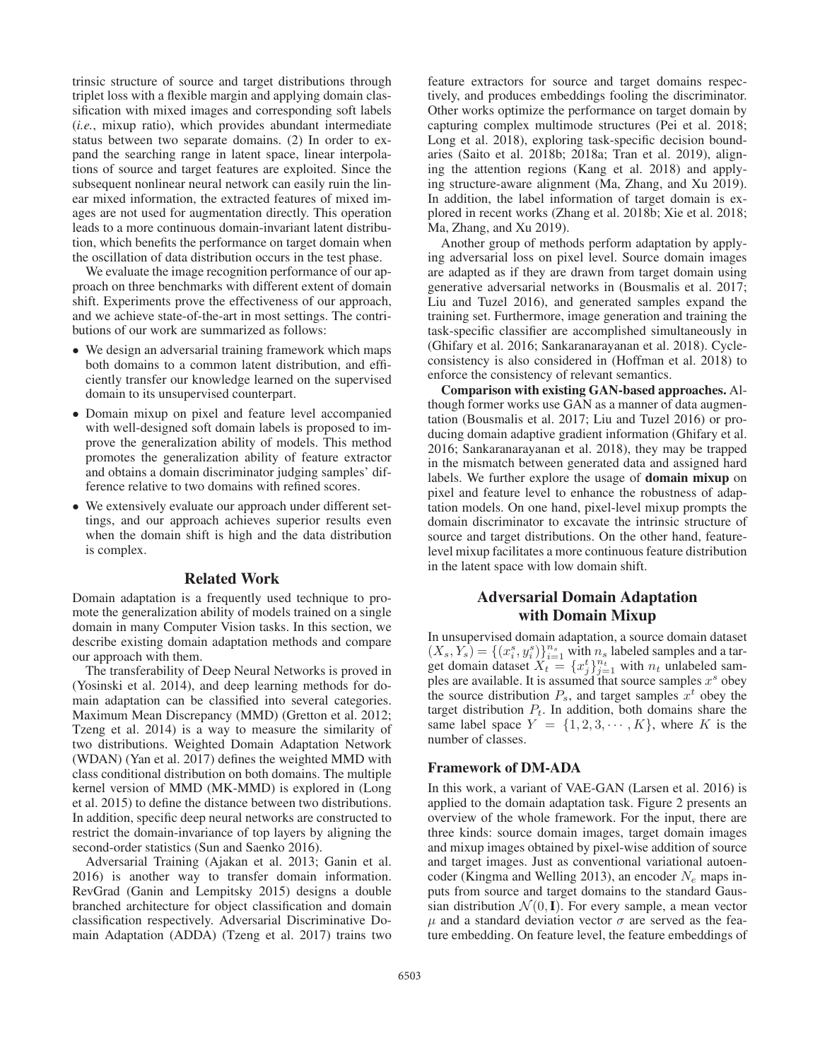trinsic structure of source and target distributions through triplet loss with a flexible margin and applying domain classification with mixed images and corresponding soft labels (*i.e.*, mixup ratio), which provides abundant intermediate status between two separate domains. (2) In order to expand the searching range in latent space, linear interpolations of source and target features are exploited. Since the subsequent nonlinear neural network can easily ruin the linear mixed information, the extracted features of mixed images are not used for augmentation directly. This operation leads to a more continuous domain-invariant latent distribution, which benefits the performance on target domain when the oscillation of data distribution occurs in the test phase.

We evaluate the image recognition performance of our approach on three benchmarks with different extent of domain shift. Experiments prove the effectiveness of our approach, and we achieve state-of-the-art in most settings. The contributions of our work are summarized as follows:

- We design an adversarial training framework which maps both domains to a common latent distribution, and efficiently transfer our knowledge learned on the supervised domain to its unsupervised counterpart.
- Domain mixup on pixel and feature level accompanied with well-designed soft domain labels is proposed to improve the generalization ability of models. This method promotes the generalization ability of feature extractor and obtains a domain discriminator judging samples' difference relative to two domains with refined scores.
- We extensively evaluate our approach under different settings, and our approach achieves superior results even when the domain shift is high and the data distribution is complex.

## Related Work

Domain adaptation is a frequently used technique to promote the generalization ability of models trained on a single domain in many Computer Vision tasks. In this section, we describe existing domain adaptation methods and compare our approach with them.

The transferability of Deep Neural Networks is proved in (Yosinski et al. 2014), and deep learning methods for domain adaptation can be classified into several categories. Maximum Mean Discrepancy (MMD) (Gretton et al. 2012; Tzeng et al. 2014) is a way to measure the similarity of two distributions. Weighted Domain Adaptation Network (WDAN) (Yan et al. 2017) defines the weighted MMD with class conditional distribution on both domains. The multiple kernel version of MMD (MK-MMD) is explored in (Long et al. 2015) to define the distance between two distributions. In addition, specific deep neural networks are constructed to restrict the domain-invariance of top layers by aligning the second-order statistics (Sun and Saenko 2016).

Adversarial Training (Ajakan et al. 2013; Ganin et al. 2016) is another way to transfer domain information. RevGrad (Ganin and Lempitsky 2015) designs a double branched architecture for object classification and domain classification respectively. Adversarial Discriminative Domain Adaptation (ADDA) (Tzeng et al. 2017) trains two feature extractors for source and target domains respectively, and produces embeddings fooling the discriminator. Other works optimize the performance on target domain by capturing complex multimode structures (Pei et al. 2018; Long et al. 2018), exploring task-specific decision boundaries (Saito et al. 2018b; 2018a; Tran et al. 2019), aligning the attention regions (Kang et al. 2018) and applying structure-aware alignment (Ma, Zhang, and Xu 2019). In addition, the label information of target domain is explored in recent works (Zhang et al. 2018b; Xie et al. 2018; Ma, Zhang, and Xu 2019).

Another group of methods perform adaptation by applying adversarial loss on pixel level. Source domain images are adapted as if they are drawn from target domain using generative adversarial networks in (Bousmalis et al. 2017; Liu and Tuzel 2016), and generated samples expand the training set. Furthermore, image generation and training the task-specific classifier are accomplished simultaneously in (Ghifary et al. 2016; Sankaranarayanan et al. 2018). Cycle-consistency is also considered in (Hoffman et al. 2018) to enforce the consistency of relevant semantics.

**Comparison with existing GAN-based approaches.** Although former works use GAN as a manner of data augmentation (Bousmalis et al. 2017; Liu and Tuzel 2016) or producing domain adaptive gradient information (Ghifary et al. 2016; Sankaranarayanan et al. 2018), they may be trapped in the mismatch between generated data and assigned hard labels. We further explore the usage of **domain mixup** on pixel and feature level to enhance the robustness of adaptation models. On one hand, pixel-level mixup prompts the domain discriminator to excavate the intrinsic structure of source and target distributions. On the other hand, feature-level mixup facilitates a more continuous feature distribution in the latent space with low domain shift.

## Adversarial Domain Adaptation with Domain Mixup

In unsupervised domain adaptation, a source domain dataset $(X_s, Y_s) = \{(x_i^s, y_i^s)\}_{i=1}^{n_s}$ with $n_s$ labeled samples and a target domain dataset $X_t = \{x_j^t\}_{j=1}^{n_t}$ with $n_t$ unlabeled samples are available. It is assumed that source samples $x^s$ obey the source distribution $P_s$, and target samples $x^t$ obey the target distribution $P_t$. In addition, both domains share the same label space $Y = \{1, 2, 3, \cdots, K\}$, where $K$ is the number of classes.

### Framework of DM-ADA

In this work, a variant of VAE-GAN (Larsen et al. 2016) is applied to the domain adaptation task. Figure 2 presents an overview of the whole framework. For the input, there are three kinds: source domain images, target domain images and mixup images obtained by pixel-wise addition of source and target images. Just as conventional variational autoencoder (Kingma and Welling 2013), an encoder $N_e$ maps inputs from source and target domains to the standard Gaussian distribution $\mathcal{N}(0, \mathbf{I})$. For every sample, a mean vector $\mu$ and a standard deviation vector $\sigma$ are served as the feature embedding. On feature level, the feature embeddings of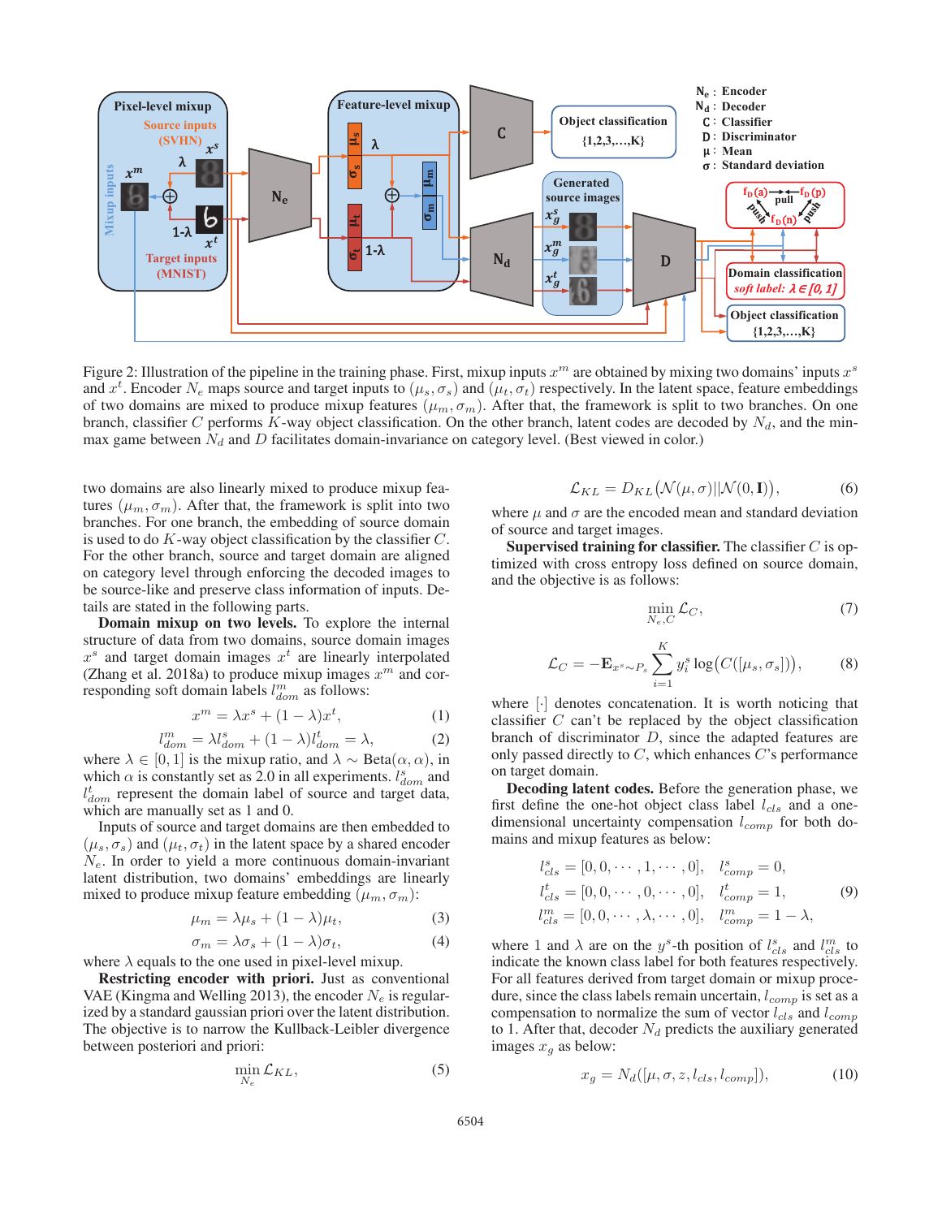Figure 2: Illustration of the pipeline in the training phase. First, mixup inputs $x^m$ are obtained by mixing two domains' inputs $x^s$ and $x^t$. Encoder $N_e$ maps source and target inputs to $(\mu_s, \sigma_s)$ and $(\mu_t, \sigma_t)$ respectively. In the latent space, feature embeddings of two domains are mixed to produce mixup features $(\mu_m, \sigma_m)$. After that, the framework is split to two branches. On one branch, classifier $C$ performs $K$-way object classification. On the other branch, latent codes are decoded by $N_d$, and the min-max game between $N_d$ and $D$ facilitates domain-invariance on category level. (Best viewed in color.)

two domains are also linearly mixed to produce mixup features $(\mu_m, \sigma_m)$. After that, the framework is split into two branches. For one branch, the embedding of source domain is used to do $K$-way object classification by the classifier $C$. For the other branch, source and target domain are aligned on category level through enforcing the decoded images to be source-like and preserve class information of inputs. Details are stated in the following parts.

**Domain mixup on two levels.** To explore the internal structure of data from two domains, source domain images $x^s$ and target domain images $x^t$ are linearly interpolated (Zhang et al. 2018a) to produce mixup images $x^m$ and corresponding soft domain labels $l^m_{dom}$ as follows:

$$x^m = \lambda x^s + (1-\lambda)x^t, \tag{1}$$

$$l^m_{dom} = \lambda l^s_{dom} + (1-\lambda)l^t_{dom} = \lambda, \tag{2}$$

where $\lambda \in [0,1]$ is the mixup ratio, and $\lambda \sim \text{Beta}(\alpha, \alpha)$, in which $\alpha$ is constantly set as 2.0 in all experiments. $l^s_{dom}$ and $l^t_{dom}$ represent the domain label of source and target data, which are manually set as 1 and 0.

Inputs of source and target domains are then embedded to $(\mu_s, \sigma_s)$ and $(\mu_t, \sigma_t)$ in the latent space by a shared encoder $N_e$. In order to yield a more continuous domain-invariant latent distribution, two domains' embeddings are linearly mixed to produce mixup feature embedding $(\mu_m, \sigma_m)$:

$$\mu_m = \lambda\mu_s + (1-\lambda)\mu_t, \tag{3}$$

$$\sigma_m = \lambda\sigma_s + (1-\lambda)\sigma_t, \tag{4}$$

where $\lambda$ equals to the one used in pixel-level mixup.

**Restricting encoder with priori.** Just as conventional VAE (Kingma and Welling 2013), the encoder $N_e$ is regularized by a standard gaussian priori over the latent distribution. The objective is to narrow the Kullback-Leibler divergence between posteriori and priori:

$$\min_{N_e} \mathcal{L}_{KL}, \tag{5}$$

$$\mathcal{L}_{KL} = D_{KL}\big(\mathcal{N}(\mu, \sigma) || \mathcal{N}(0, \mathbf{I})\big), \tag{6}$$

where $\mu$ and $\sigma$ are the encoded mean and standard deviation of source and target images.

**Supervised training for classifier.** The classifier $C$ is optimized with cross entropy loss defined on source domain, and the objective is as follows:

$$\min_{N_e, C} \mathcal{L}_C, \tag{7}$$

$$\mathcal{L}_C = -\mathbf{E}_{x^s \sim P_s} \sum_{i=1}^{K} y_i^s \log\big(C([\mu_s, \sigma_s])\big), \tag{8}$$

where $[\cdot]$ denotes concatenation. It is worth noticing that classifier $C$ can't be replaced by the object classification branch of discriminator $D$, since the adapted features are only passed directly to $C$, which enhances $C$'s performance on target domain.

**Decoding latent codes.** Before the generation phase, we first define the one-hot object class label $l_{cls}$ and a one-dimensional uncertainty compensation $l_{comp}$ for both domains and mixup features as below:

$$\begin{aligned} l^s_{cls} &= [0, 0, \cdots, 1, \cdots, 0], \quad l^s_{comp} = 0, \\ l^t_{cls} &= [0, 0, \cdots, 0, \cdots, 0], \quad l^t_{comp} = 1, \\ l^m_{cls} &= [0, 0, \cdots, \lambda, \cdots, 0], \quad l^m_{comp} = 1-\lambda, \end{aligned} \tag{9}$$

where 1 and $\lambda$ are on the $y^s$-th position of $l^s_{cls}$ and $l^m_{cls}$ to indicate the known class label for both features respectively. For all features derived from target domain or mixup procedure, since the class labels remain uncertain, $l_{comp}$ is set as a compensation to normalize the sum of vector $l_{cls}$ and $l_{comp}$ to 1. After that, decoder $N_d$ predicts the auxiliary generated images $x_g$ as below:

$$x_g = N_d([\mu, \sigma, z, l_{cls}, l_{comp}]), \tag{10}$$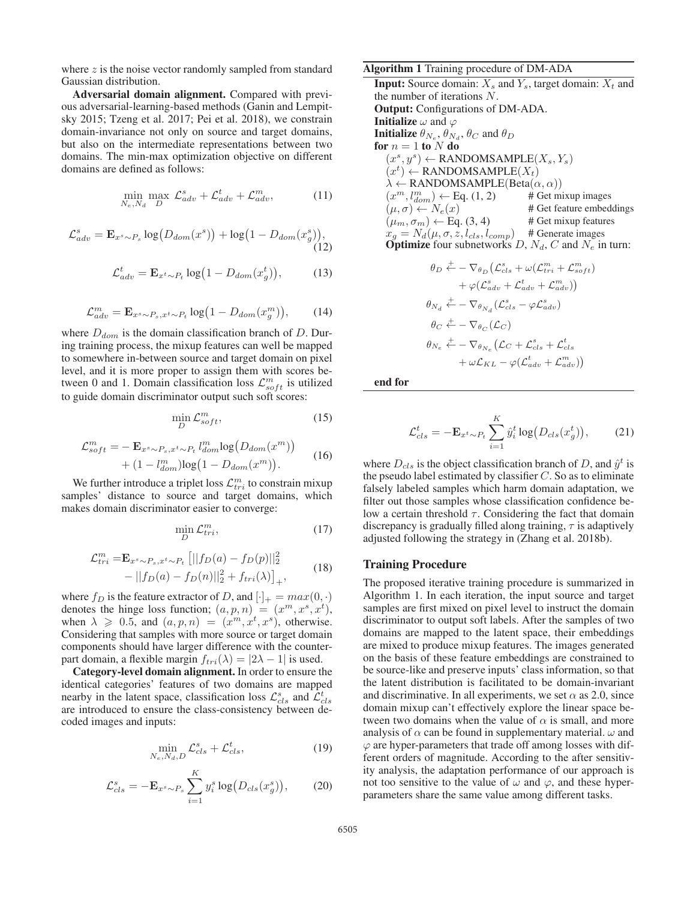where $z$ is the noise vector randomly sampled from standard Gaussian distribution.

**Adversarial domain alignment.** Compared with previous adversarial-learning-based methods (Ganin and Lempitsky 2015; Tzeng et al. 2017; Pei et al. 2018), we constrain domain-invariance not only on source and target domains, but also on the intermediate representations between two domains. The min-max optimization objective on different domains are defined as follows:

$$\min_{N_e,N_d} \max_{D} \mathcal{L}^s_{adv} + \mathcal{L}^t_{adv} + \mathcal{L}^m_{adv}, \tag{11}$$

$$\mathcal{L}^s_{adv} = \mathbf{E}_{x^s \sim P_s} \log\big(D_{dom}(x^s)\big) + \log\big(1 - D_{dom}(x^s_g)\big), \tag{12}$$

$$\mathcal{L}^t_{adv} = \mathbf{E}_{x^t \sim P_t} \log\big(1 - D_{dom}(x^t_g)\big), \tag{13}$$

$$\mathcal{L}^m_{adv} = \mathbf{E}_{x^s \sim P_s, x^t \sim P_t} \log\big(1 - D_{dom}(x^m_g)\big), \tag{14}$$

where $D_{dom}$ is the domain classification branch of $D$. During training process, the mixup features can well be mapped to somewhere in-between source and target domain on pixel level, and it is more proper to assign them with scores between 0 and 1. Domain classification loss $\mathcal{L}^m_{soft}$ is utilized to guide domain discriminator output such soft scores:

$$\min_{D} \mathcal{L}^m_{soft}, \tag{15}$$

$$\begin{aligned} \mathcal{L}^m_{soft} = &- \mathbf{E}_{x^s \sim P_s, x^t \sim P_t}\, l^m_{dom} \log\big(D_{dom}(x^m)\big) \\ &+ (1 - l^m_{dom}) \log\big(1 - D_{dom}(x^m)\big). \end{aligned} \tag{16}$$

We further introduce a triplet loss $\mathcal{L}^m_{tri}$ to constrain mixup samples' distance to source and target domains, which makes domain discriminator easier to converge:

$$\min_{D} \mathcal{L}^m_{tri}, \tag{17}$$

$$\begin{aligned} \mathcal{L}^m_{tri} = &\mathbf{E}_{x^s \sim P_s, x^t \sim P_t} \big[ ||f_D(a) - f_D(p)||^2_2 \\ &- ||f_D(a) - f_D(n)||^2_2 + f_{tri}(\lambda) \big]_+, \end{aligned} \tag{18}$$

where $f_D$ is the feature extractor of $D$, and $[\cdot]_+ = max(0, \cdot)$ denotes the hinge loss function; $(a, p, n) = (x^m, x^s, x^t)$, when $\lambda \geqslant 0.5$, and $(a, p, n) = (x^m, x^t, x^s)$, otherwise. Considering that samples with more source or target domain components should have larger difference with the counterpart domain, a flexible margin $f_{tri}(\lambda) = |2\lambda - 1|$ is used.

**Category-level domain alignment.** In order to ensure the identical categories' features of two domains are mapped nearby in the latent space, classification loss $\mathcal{L}^s_{cls}$ and $\mathcal{L}^t_{cls}$ are introduced to ensure the class-consistency between decoded images and inputs:

$$\min_{N_e,N_d,D} \mathcal{L}^s_{cls} + \mathcal{L}^t_{cls}, \tag{19}$$

$$\mathcal{L}^s_{cls} = -\mathbf{E}_{x^s \sim P_s} \sum_{i=1}^{K} y^s_i \log\big(D_{cls}(x^s_g)\big), \tag{20}$$

$$\mathcal{L}^t_{cls} = -\mathbf{E}_{x^t \sim P_t} \sum_{i=1}^{K} \hat{y}^t_i \log\big(D_{cls}(x^t_g)\big), \tag{21}$$

where $D_{cls}$ is the object classification branch of $D$, and $\hat{y}^t$ is the pseudo label estimated by classifier $C$. So as to eliminate falsely labeled samples which harm domain adaptation, we filter out those samples whose classification confidence below a certain threshold $\tau$. Considering the fact that domain discrepancy is gradually filled along training, $\tau$ is adaptively adjusted following the strategy in (Zhang et al. 2018b).

**Algorithm 1** Training procedure of DM-ADA

**Input:** Source domain: $X_s$ and $Y_s$, target domain: $X_t$ and the number of iterations $N$.
**Output:** Configurations of DM-ADA.
**Initialize** $\omega$ and $\varphi$
**Initialize** $\theta_{N_e}$, $\theta_{N_d}$, $\theta_C$ and $\theta_D$
**for** $n = 1$ **to** $N$ **do**
  $(x^s, y^s) \leftarrow$ RANDOMSAMPLE$(X_s, Y_s)$
  $(x^t) \leftarrow$ RANDOMSAMPLE$(X_t)$
  $\lambda \leftarrow$ RANDOMSAMPLE(Beta$(\alpha, \alpha)$)
  $(x^m, l^m_{dom}) \leftarrow$ Eq. (1, 2) # Get mixup images
  $(\mu, \sigma) \leftarrow N_e(x)$ # Get feature embeddings
  $(\mu_m, \sigma_m) \leftarrow$ Eq. (3, 4) # Get mixup features
  $x_g = N_d(\mu, \sigma, z, l_{cls}, l_{comp})$ # Generate images
  **Optimize** four subnetworks $D$, $N_d$, $C$ and $N_e$ in turn:

$$\begin{aligned} \theta_D &\overset{+}{\leftarrow} -\nabla_{\theta_D}\big(\mathcal{L}^s_{cls} + \omega(\mathcal{L}^m_{tri} + \mathcal{L}^m_{soft}) \\ &\qquad + \varphi(\mathcal{L}^s_{adv} + \mathcal{L}^t_{adv} + \mathcal{L}^m_{adv})\big) \\ \theta_{N_d} &\overset{+}{\leftarrow} -\nabla_{\theta_{N_d}}(\mathcal{L}^s_{cls} - \varphi\mathcal{L}^s_{adv}) \\ \theta_C &\overset{+}{\leftarrow} -\nabla_{\theta_C}(\mathcal{L}_C) \\ \theta_{N_e} &\overset{+}{\leftarrow} -\nabla_{\theta_{N_e}}\big(\mathcal{L}_C + \mathcal{L}^s_{cls} + \mathcal{L}^t_{cls} \\ &\qquad + \omega\mathcal{L}_{KL} - \varphi(\mathcal{L}^t_{adv} + \mathcal{L}^m_{adv})\big) \end{aligned}$$

**end for**

## Training Procedure

The proposed iterative training procedure is summarized in Algorithm 1. In each iteration, the input source and target samples are first mixed on pixel level to instruct the domain discriminator to output soft labels. After the samples of two domains are mapped to the latent space, their embeddings are mixed to produce mixup features. The images generated on the basis of these feature embeddings are constrained to be source-like and preserve inputs' class information, so that the latent distribution is facilitated to be domain-invariant and discriminative. In all experiments, we set $\alpha$ as 2.0, since domain mixup can't effectively explore the linear space between two domains when the value of $\alpha$ is small, and more analysis of $\alpha$ can be found in supplementary material. $\omega$ and $\varphi$ are hyper-parameters that trade off among losses with different orders of magnitude. According to the after sensitivity analysis, the adaptation performance of our approach is not too sensitive to the value of $\omega$ and $\varphi$, and these hyper-parameters share the same value among different tasks.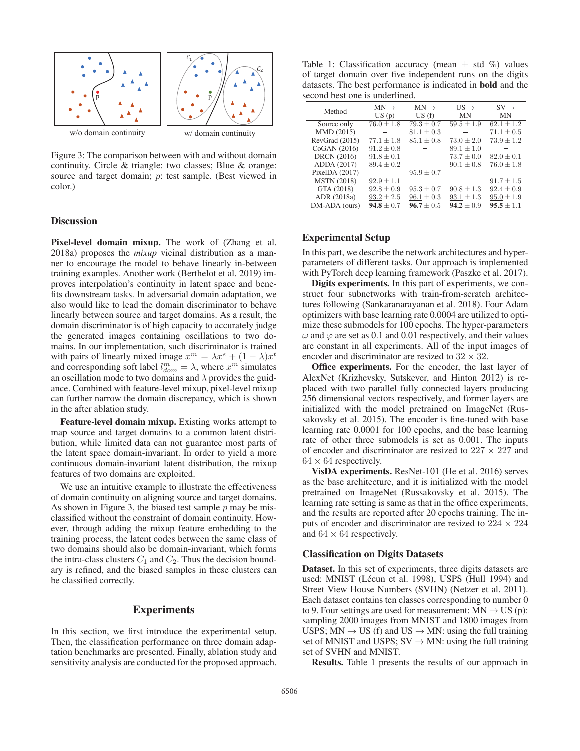Figure 3: The comparison between with and without domain continuity. Circle & triangle: two classes; Blue & orange: source and target domain; $p$: test sample. (Best viewed in color.)

## Discussion

**Pixel-level domain mixup.** The work of (Zhang et al. 2018a) proposes the *mixup* vicinal distribution as a manner to encourage the model to behave linearly in-between training examples. Another work (Berthelot et al. 2019) improves interpolation's continuity in latent space and benefits downstream tasks. In adversarial domain adaptation, we also would like to lead the domain discriminator to behave linearly between source and target domains. As a result, the domain discriminator is of high capacity to accurately judge the generated images containing oscillations to two domains. In our implementation, such discriminator is trained with pairs of linearly mixed image $x^m = \lambda x^s + (1 - \lambda) x^t$ and corresponding soft label $l^m_{dom} = \lambda$, where $x^m$ simulates an oscillation mode to two domains and $\lambda$ provides the guidance. Combined with feature-level mixup, pixel-level mixup can further narrow the domain discrepancy, which is shown in the after ablation study.

**Feature-level domain mixup.** Existing works attempt to map source and target domains to a common latent distribution, while limited data can not guarantee most parts of the latent space domain-invariant. In order to yield a more continuous domain-invariant latent distribution, the mixup features of two domains are exploited.

We use an intuitive example to illustrate the effectiveness of domain continuity on aligning source and target domains. As shown in Figure 3, the biased test sample $p$ may be misclassified without the constraint of domain continuity. However, through adding the mixup feature embedding to the training process, the latent codes between the same class of two domains should also be domain-invariant, which forms the intra-class clusters $C_1$ and $C_2$. Thus the decision boundary is refined, and the biased samples in these clusters can be classified correctly.

## Experiments

In this section, we first introduce the experimental setup. Then, the classification performance on three domain adaptation benchmarks are presented. Finally, ablation study and sensitivity analysis are conducted for the proposed approach.

Table 1: Classification accuracy (mean $\pm$ std %) values of target domain over five independent runs on the digits datasets. The best performance is indicated in **bold** and the second best one is underlined.

| Method | MN → US (p) | MN → US (f) | US → MN | SV → MN |
|---|---|---|---|---|
| Source only | $76.0 \pm 1.8$ | $79.3 \pm 0.7$ | $59.5 \pm 1.9$ | $62.1 \pm 1.2$ |
| MMD (2015) | – | $81.1 \pm 0.3$ | – | $71.1 \pm 0.5$ |
| RevGrad (2015) | $77.1 \pm 1.8$ | $85.1 \pm 0.8$ | $73.0 \pm 2.0$ | $73.9 \pm 1.2$ |
| CoGAN (2016) | $91.2 \pm 0.8$ | – | $89.1 \pm 1.0$ | – |
| DRCN (2016) | $91.8 \pm 0.1$ | – | $73.7 \pm 0.0$ | $82.0 \pm 0.1$ |
| ADDA (2017) | $89.4 \pm 0.2$ | – | $90.1 \pm 0.8$ | $76.0 \pm 1.8$ |
| PixelDA (2017) | – | $95.9 \pm 0.7$ | – | – |
| MSTN (2018) | $92.9 \pm 1.1$ | – | – | $91.7 \pm 1.5$ |
| GTA (2018) | $92.8 \pm 0.9$ | $95.3 \pm 0.7$ | $90.8 \pm 1.3$ | $92.4 \pm 0.9$ |
| ADR (2018a) | <u>93.2</u> $\pm 2.5$ | <u>96.1</u> $\pm 0.3$ | <u>93.1</u> $\pm 1.3$ | <u>95.0</u> $\pm 1.9$ |
| DM-ADA (ours) | **94.8** $\pm 0.7$ | **96.7** $\pm 0.5$ | **94.2** $\pm 0.9$ | **95.5** $\pm 1.1$ |

### Experimental Setup

In this part, we describe the network architectures and hyper-parameters of different tasks. Our approach is implemented with PyTorch deep learning framework (Paszke et al. 2017).

**Digits experiments.** In this part of experiments, we construct four subnetworks with train-from-scratch architectures following (Sankaranarayanan et al. 2018). Four Adam optimizers with base learning rate 0.0004 are utilized to optimize these submodels for 100 epochs. The hyper-parameters $\omega$ and $\varphi$ are set as 0.1 and 0.01 respectively, and their values are constant in all experiments. All of the input images of encoder and discriminator are resized to $32 \times 32$.

**Office experiments.** For the encoder, the last layer of AlexNet (Krizhevsky, Sutskever, and Hinton 2012) is replaced with two parallel fully connected layers producing 256 dimensional vectors respectively, and former layers are initialized with the model pretrained on ImageNet (Russakovsky et al. 2015). The encoder is fine-tuned with base learning rate 0.0001 for 100 epochs, and the base learning rate of other three submodels is set as 0.001. The inputs of encoder and discriminator are resized to $227 \times 227$ and $64 \times 64$ respectively.

**VisDA experiments.** ResNet-101 (He et al. 2016) serves as the base architecture, and it is initialized with the model pretrained on ImageNet (Russakovsky et al. 2015). The learning rate setting is same as that in the office experiments, and the results are reported after 20 epochs training. The inputs of encoder and discriminator are resized to $224 \times 224$ and $64 \times 64$ respectively.

### Classification on Digits Datasets

**Dataset.** In this set of experiments, three digits datasets are used: MNIST (Lécun et al. 1998), USPS (Hull 1994) and Street View House Numbers (SVHN) (Netzer et al. 2011). Each dataset contains ten classes corresponding to number 0 to 9. Four settings are used for measurement: MN → US (p): sampling 2000 images from MNIST and 1800 images from USPS; MN → US (f) and US → MN: using the full training set of MNIST and USPS; SV → MN: using the full training set of SVHN and MNIST.

**Results.** Table 1 presents the results of our approach in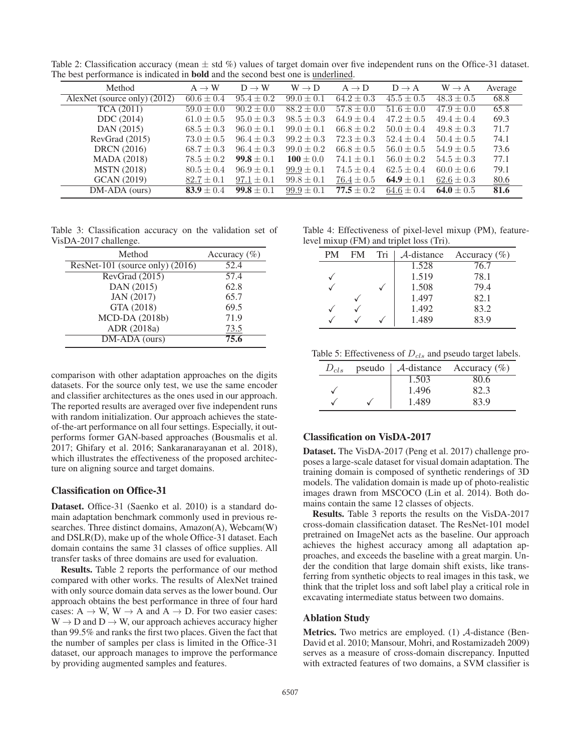Table 2: Classification accuracy (mean ± std %) values of target domain over five independent runs on the Office-31 dataset. The best performance is indicated in **bold** and the second best one is underlined.

| Method | A → W | D → W | W → D | A → D | D → A | W → A | Average |
|---|---|---|---|---|---|---|---|
| AlexNet (source only) (2012) | $60.6 \pm 0.4$ | $95.4 \pm 0.2$ | $99.0 \pm 0.1$ | $64.2 \pm 0.3$ | $45.5 \pm 0.5$ | $48.3 \pm 0.5$ | 68.8 |
| TCA (2011) | $59.0 \pm 0.0$ | $90.2 \pm 0.0$ | $88.2 \pm 0.0$ | $57.8 \pm 0.0$ | $51.6 \pm 0.0$ | $47.9 \pm 0.0$ | 65.8 |
| DDC (2014) | $61.0 \pm 0.5$ | $95.0 \pm 0.3$ | $98.5 \pm 0.3$ | $64.9 \pm 0.4$ | $47.2 \pm 0.5$ | $49.4 \pm 0.4$ | 69.3 |
| DAN (2015) | $68.5 \pm 0.3$ | $96.0 \pm 0.1$ | $99.0 \pm 0.1$ | $66.8 \pm 0.2$ | $50.0 \pm 0.4$ | $49.8 \pm 0.3$ | 71.7 |
| RevGrad (2015) | $73.0 \pm 0.5$ | $96.4 \pm 0.3$ | $99.2 \pm 0.3$ | $72.3 \pm 0.3$ | $52.4 \pm 0.4$ | $50.4 \pm 0.5$ | 74.1 |
| DRCN (2016) | $68.7 \pm 0.3$ | $96.4 \pm 0.3$ | $99.0 \pm 0.2$ | $66.8 \pm 0.5$ | $56.0 \pm 0.5$ | $54.9 \pm 0.5$ | 73.6 |
| MADA (2018) | $78.5 \pm 0.2$ | $\mathbf{99.8} \pm 0.1$ | $\mathbf{100} \pm 0.0$ | $74.1 \pm 0.1$ | $56.0 \pm 0.2$ | $54.5 \pm 0.3$ | 77.1 |
| MSTN (2018) | $80.5 \pm 0.4$ | $96.9 \pm 0.1$ | $\underline{99.9} \pm 0.1$ | $74.5 \pm 0.4$ | $62.5 \pm 0.4$ | $60.0 \pm 0.6$ | 79.1 |
| GCAN (2019) | $\underline{82.7} \pm 0.1$ | $\underline{97.1} \pm 0.1$ | $99.8 \pm 0.1$ | $\underline{76.4} \pm 0.5$ | $\mathbf{64.9} \pm 0.1$ | $\underline{62.6} \pm 0.3$ | 80.6 |
| DM-ADA (ours) | $\mathbf{83.9} \pm 0.4$ | $\mathbf{99.8} \pm 0.1$ | $\underline{99.9} \pm 0.1$ | $\mathbf{77.5} \pm 0.2$ | $\underline{64.6} \pm 0.4$ | $\mathbf{64.0} \pm 0.5$ | **81.6** |

Table 3: Classification accuracy on the validation set of VisDA-2017 challenge.

| Method | Accuracy (%) |
|---|---|
| ResNet-101 (source only) (2016) | 52.4 |
| RevGrad (2015) | 57.4 |
| DAN (2015) | 62.8 |
| JAN (2017) | 65.7 |
| GTA (2018) | 69.5 |
| MCD-DA (2018b) | 71.9 |
| ADR (2018a) | 73.5 |
| DM-ADA (ours) | **75.6** |

Table 4: Effectiveness of pixel-level mixup (PM), feature-level mixup (FM) and triplet loss (Tri).

| PM | FM | Tri | $\mathcal{A}$-distance | Accuracy (%) |
|---|---|---|---|---|
| | | | 1.528 | 76.7 |
| ✓ | | | 1.519 | 78.1 |
| ✓ | | ✓ | 1.508 | 79.4 |
| | ✓ | | 1.497 | 82.1 |
| ✓ | ✓ | | 1.492 | 83.2 |
| ✓ | ✓ | ✓ | 1.489 | 83.9 |

Table 5: Effectiveness of $D_{cls}$ and pseudo target labels.

| $D_{cls}$ | pseudo | $\mathcal{A}$-distance | Accuracy (%) |
|---|---|---|---|
| | | 1.503 | 80.6 |
| ✓ | | 1.496 | 82.3 |
| ✓ | ✓ | 1.489 | 83.9 |

comparison with other adaptation approaches on the digits datasets. For the source only test, we use the same encoder and classifier architectures as the ones used in our approach. The reported results are averaged over five independent runs with random initialization. Our approach achieves the state-of-the-art performance on all four settings. Especially, it outperforms former GAN-based approaches (Bousmalis et al. 2017; Ghifary et al. 2016; Sankaranarayanan et al. 2018), which illustrates the effectiveness of the proposed architecture on aligning source and target domains.

### Classification on Office-31

**Dataset.** Office-31 (Saenko et al. 2010) is a standard domain adaptation benchmark commonly used in previous researches. Three distinct domains, Amazon(A), Webcam(W) and DSLR(D), make up of the whole Office-31 dataset. Each domain contains the same 31 classes of office supplies. All transfer tasks of three domains are used for evaluation.

**Results.** Table 2 reports the performance of our method compared with other works. The results of AlexNet trained with only source domain data serves as the lower bound. Our approach obtains the best performance in three of four hard cases: A → W, W → A and A → D. For two easier cases: W → D and D → W, our approach achieves accuracy higher than 99.5% and ranks the first two places. Given the fact that the number of samples per class is limited in the Office-31 dataset, our approach manages to improve the performance by providing augmented samples and features.

### Classification on VisDA-2017

**Dataset.** The VisDA-2017 (Peng et al. 2017) challenge proposes a large-scale dataset for visual domain adaptation. The training domain is composed of synthetic renderings of 3D models. The validation domain is made up of photo-realistic images drawn from MSCOCO (Lin et al. 2014). Both domains contain the same 12 classes of objects.

**Results.** Table 3 reports the results on the VisDA-2017 cross-domain classification dataset. The ResNet-101 model pretrained on ImageNet acts as the baseline. Our approach achieves the highest accuracy among all adaptation approaches, and exceeds the baseline with a great margin. Under the condition that large domain shift exists, like transferring from synthetic objects to real images in this task, we think that the triplet loss and soft label play a critical role in excavating intermediate status between two domains.

### Ablation Study

**Metrics.** Two metrics are employed. (1) $\mathcal{A}$-distance (Ben-David et al. 2010; Mansour, Mohri, and Rostamizadeh 2009) serves as a measure of cross-domain discrepancy. Inputted with extracted features of two domains, a SVM classifier is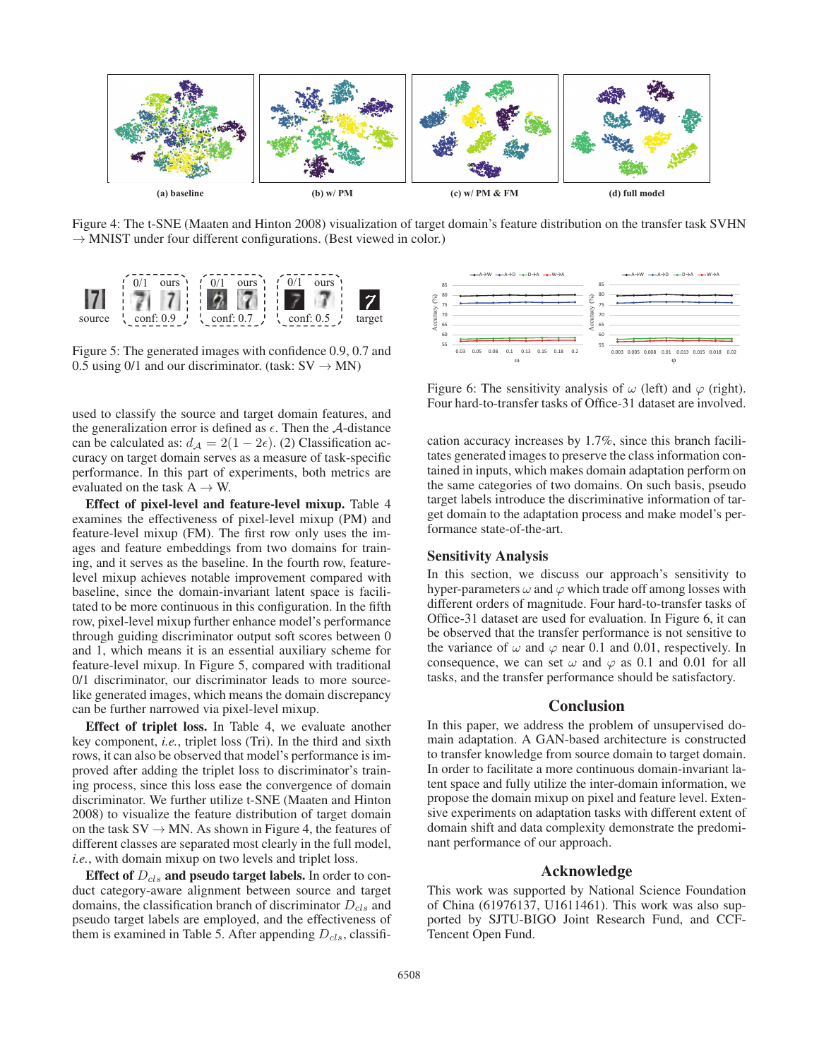(a) baseline (b) w/ PM (c) w/ PM & FM (d) full model

Figure 4: The t-SNE (Maaten and Hinton 2008) visualization of target domain's feature distribution on the transfer task SVHN → MNIST under four different configurations. (Best viewed in color.)

Figure 5: The generated images with confidence 0.9, 0.7 and 0.5 using 0/1 and our discriminator. (task: SV → MN)

used to classify the source and target domain features, and the generalization error is defined as $\epsilon$. Then the $\mathcal{A}$-distance can be calculated as: $d_{\mathcal{A}} = 2(1 - 2\epsilon)$. (2) Classification accuracy on target domain serves as a measure of task-specific performance. In this part of experiments, both metrics are evaluated on the task A → W.

**Effect of pixel-level and feature-level mixup.** Table 4 examines the effectiveness of pixel-level mixup (PM) and feature-level mixup (FM). The first row only uses the images and feature embeddings from two domains for training, and it serves as the baseline. In the fourth row, feature-level mixup achieves notable improvement compared with baseline, since the domain-invariant latent space is facilitated to be more continuous in this configuration. In the fifth row, pixel-level mixup further enhance model's performance through guiding discriminator output soft scores between 0 and 1, which means it is an essential auxiliary scheme for feature-level mixup. In Figure 5, compared with traditional 0/1 discriminator, our discriminator leads to more source-like generated images, which means the domain discrepancy can be further narrowed via pixel-level mixup.

**Effect of triplet loss.** In Table 4, we evaluate another key component, *i.e.*, triplet loss (Tri). In the third and sixth rows, it can also be observed that model's performance is improved after adding the triplet loss to discriminator's training process, since this loss ease the convergence of domain discriminator. We further utilize t-SNE (Maaten and Hinton 2008) to visualize the feature distribution of target domain on the task SV → MN. As shown in Figure 4, the features of different classes are separated most clearly in the full model, *i.e.*, with domain mixup on two levels and triplet loss.

**Effect of $D_{cls}$ and pseudo target labels.** In order to conduct category-aware alignment between source and target domains, the classification branch of discriminator $D_{cls}$ and pseudo target labels are employed, and the effectiveness of them is examined in Table 5. After appending $D_{cls}$, classification accuracy increases by 1.7%, since this branch facilitates generated images to preserve the class information contained in inputs, which makes domain adaptation perform on the same categories of two domains. On such basis, pseudo target labels introduce the discriminative information of target domain to the adaptation process and make model's performance state-of-the-art.

Figure 6: The sensitivity analysis of $\omega$ (left) and $\varphi$ (right). Four hard-to-transfer tasks of Office-31 dataset are involved.

## Sensitivity Analysis

In this section, we discuss our approach's sensitivity to hyper-parameters $\omega$ and $\varphi$ which trade off among losses with different orders of magnitude. Four hard-to-transfer tasks of Office-31 dataset are used for evaluation. In Figure 6, it can be observed that the transfer performance is not sensitive to the variance of $\omega$ and $\varphi$ near 0.1 and 0.01, respectively. In consequence, we can set $\omega$ and $\varphi$ as 0.1 and 0.01 for all tasks, and the transfer performance should be satisfactory.

## Conclusion

In this paper, we address the problem of unsupervised domain adaptation. A GAN-based architecture is constructed to transfer knowledge from source domain to target domain. In order to facilitate a more continuous domain-invariant latent space and fully utilize the inter-domain information, we propose the domain mixup on pixel and feature level. Extensive experiments on adaptation tasks with different extent of domain shift and data complexity demonstrate the predominant performance of our approach.

## Acknowledge

This work was supported by National Science Foundation of China (61976137, U1611461). This work was also supported by SJTU-BIGO Joint Research Fund, and CCF-Tencent Open Fund.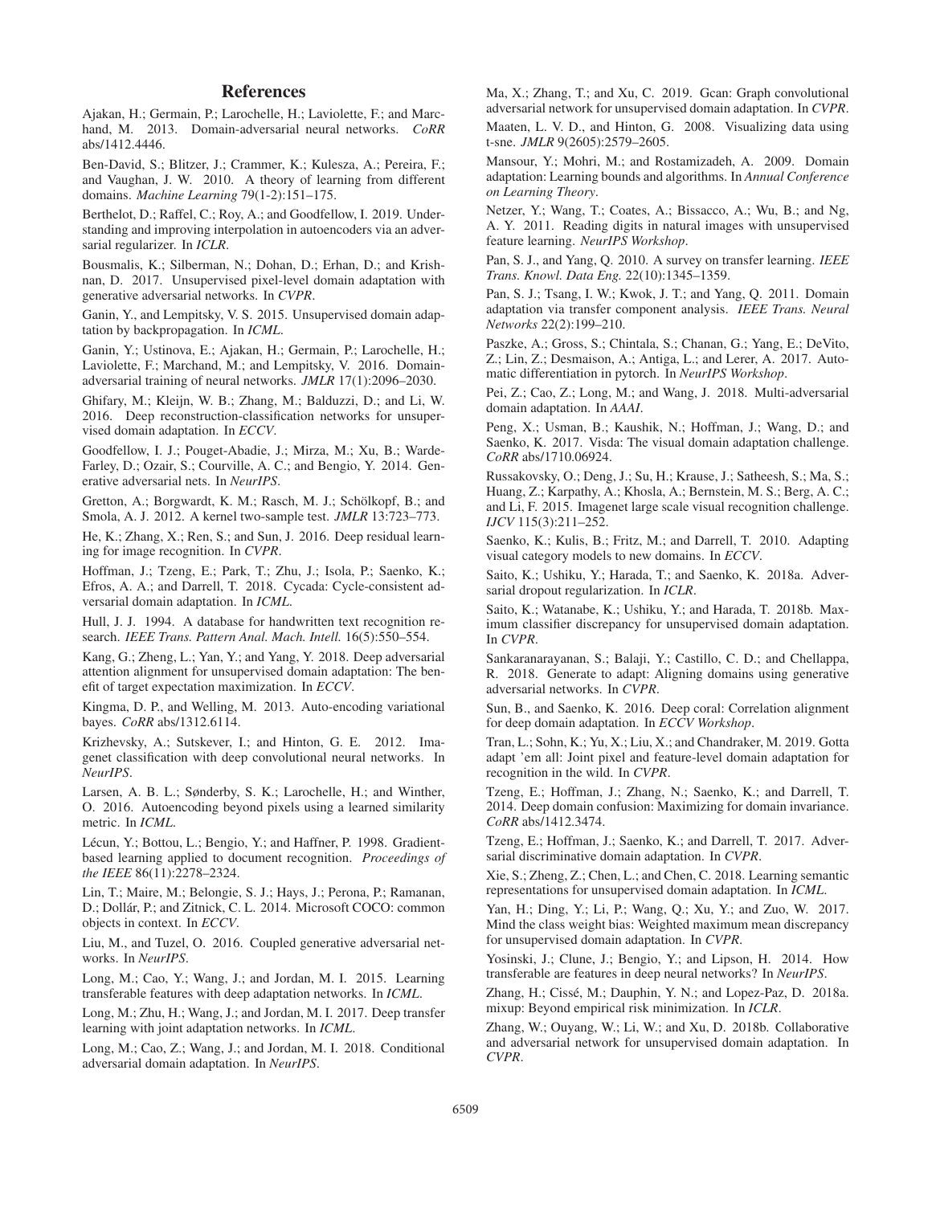## References

Ajakan, H.; Germain, P.; Larochelle, H.; Laviolette, F.; and Marchand, M. 2013. Domain-adversarial neural networks. *CoRR* abs/1412.4446.

Ben-David, S.; Blitzer, J.; Crammer, K.; Kulesza, A.; Pereira, F.; and Vaughan, J. W. 2010. A theory of learning from different domains. *Machine Learning* 79(1-2):151–175.

Berthelot, D.; Raffel, C.; Roy, A.; and Goodfellow, I. 2019. Understanding and improving interpolation in autoencoders via an adversarial regularizer. In *ICLR*.

Bousmalis, K.; Silberman, N.; Dohan, D.; Erhan, D.; and Krishnan, D. 2017. Unsupervised pixel-level domain adaptation with generative adversarial networks. In *CVPR*.

Ganin, Y., and Lempitsky, V. S. 2015. Unsupervised domain adaptation by backpropagation. In *ICML*.

Ganin, Y.; Ustinova, E.; Ajakan, H.; Germain, P.; Larochelle, H.; Laviolette, F.; Marchand, M.; and Lempitsky, V. 2016. Domain-adversarial training of neural networks. *JMLR* 17(1):2096–2030.

Ghifary, M.; Kleijn, W. B.; Zhang, M.; Balduzzi, D.; and Li, W. 2016. Deep reconstruction-classification networks for unsupervised domain adaptation. In *ECCV*.

Goodfellow, I. J.; Pouget-Abadie, J.; Mirza, M.; Xu, B.; Warde-Farley, D.; Ozair, S.; Courville, A. C.; and Bengio, Y. 2014. Generative adversarial nets. In *NeurIPS*.

Gretton, A.; Borgwardt, K. M.; Rasch, M. J.; Schölkopf, B.; and Smola, A. J. 2012. A kernel two-sample test. *JMLR* 13:723–773.

He, K.; Zhang, X.; Ren, S.; and Sun, J. 2016. Deep residual learning for image recognition. In *CVPR*.

Hoffman, J.; Tzeng, E.; Park, T.; Zhu, J.; Isola, P.; Saenko, K.; Efros, A. A.; and Darrell, T. 2018. Cycada: Cycle-consistent adversarial domain adaptation. In *ICML*.

Hull, J. J. 1994. A database for handwritten text recognition research. *IEEE Trans. Pattern Anal. Mach. Intell.* 16(5):550–554.

Kang, G.; Zheng, L.; Yan, Y.; and Yang, Y. 2018. Deep adversarial attention alignment for unsupervised domain adaptation: The benefit of target expectation maximization. In *ECCV*.

Kingma, D. P., and Welling, M. 2013. Auto-encoding variational bayes. *CoRR* abs/1312.6114.

Krizhevsky, A.; Sutskever, I.; and Hinton, G. E. 2012. Imagenet classification with deep convolutional neural networks. In *NeurIPS*.

Larsen, A. B. L.; Sønderby, S. K.; Larochelle, H.; and Winther, O. 2016. Autoencoding beyond pixels using a learned similarity metric. In *ICML*.

Lécun, Y.; Bottou, L.; Bengio, Y.; and Haffner, P. 1998. Gradient-based learning applied to document recognition. *Proceedings of the IEEE* 86(11):2278–2324.

Lin, T.; Maire, M.; Belongie, S. J.; Hays, J.; Perona, P.; Ramanan, D.; Dollár, P.; and Zitnick, C. L. 2014. Microsoft COCO: common objects in context. In *ECCV*.

Liu, M., and Tuzel, O. 2016. Coupled generative adversarial networks. In *NeurIPS*.

Long, M.; Cao, Y.; Wang, J.; and Jordan, M. I. 2015. Learning transferable features with deep adaptation networks. In *ICML*.

Long, M.; Zhu, H.; Wang, J.; and Jordan, M. I. 2017. Deep transfer learning with joint adaptation networks. In *ICML*.

Long, M.; Cao, Z.; Wang, J.; and Jordan, M. I. 2018. Conditional adversarial domain adaptation. In *NeurIPS*.

Ma, X.; Zhang, T.; and Xu, C. 2019. Gcan: Graph convolutional adversarial network for unsupervised domain adaptation. In *CVPR*.

Maaten, L. V. D., and Hinton, G. 2008. Visualizing data using t-sne. *JMLR* 9(2605):2579–2605.

Mansour, Y.; Mohri, M.; and Rostamizadeh, A. 2009. Domain adaptation: Learning bounds and algorithms. In *Annual Conference on Learning Theory*.

Netzer, Y.; Wang, T.; Coates, A.; Bissacco, A.; Wu, B.; and Ng, A. Y. 2011. Reading digits in natural images with unsupervised feature learning. *NeurIPS Workshop*.

Pan, S. J., and Yang, Q. 2010. A survey on transfer learning. *IEEE Trans. Knowl. Data Eng.* 22(10):1345–1359.

Pan, S. J.; Tsang, I. W.; Kwok, J. T.; and Yang, Q. 2011. Domain adaptation via transfer component analysis. *IEEE Trans. Neural Networks* 22(2):199–210.

Paszke, A.; Gross, S.; Chintala, S.; Chanan, G.; Yang, E.; DeVito, Z.; Lin, Z.; Desmaison, A.; Antiga, L.; and Lerer, A. 2017. Automatic differentiation in pytorch. In *NeurIPS Workshop*.

Pei, Z.; Cao, Z.; Long, M.; and Wang, J. 2018. Multi-adversarial domain adaptation. In *AAAI*.

Peng, X.; Usman, B.; Kaushik, N.; Hoffman, J.; Wang, D.; and Saenko, K. 2017. Visda: The visual domain adaptation challenge. *CoRR* abs/1710.06924.

Russakovsky, O.; Deng, J.; Su, H.; Krause, J.; Satheesh, S.; Ma, S.; Huang, Z.; Karpathy, A.; Khosla, A.; Bernstein, M. S.; Berg, A. C.; and Li, F. 2015. Imagenet large scale visual recognition challenge. *IJCV* 115(3):211–252.

Saenko, K.; Kulis, B.; Fritz, M.; and Darrell, T. 2010. Adapting visual category models to new domains. In *ECCV*.

Saito, K.; Ushiku, Y.; Harada, T.; and Saenko, K. 2018a. Adversarial dropout regularization. In *ICLR*.

Saito, K.; Watanabe, K.; Ushiku, Y.; and Harada, T. 2018b. Maximum classifier discrepancy for unsupervised domain adaptation. In *CVPR*.

Sankaranarayanan, S.; Balaji, Y.; Castillo, C. D.; and Chellappa, R. 2018. Generate to adapt: Aligning domains using generative adversarial networks. In *CVPR*.

Sun, B., and Saenko, K. 2016. Deep coral: Correlation alignment for deep domain adaptation. In *ECCV Workshop*.

Tran, L.; Sohn, K.; Yu, X.; Liu, X.; and Chandraker, M. 2019. Gotta adapt 'em all: Joint pixel and feature-level domain adaptation for recognition in the wild. In *CVPR*.

Tzeng, E.; Hoffman, J.; Zhang, N.; Saenko, K.; and Darrell, T. 2014. Deep domain confusion: Maximizing for domain invariance. *CoRR* abs/1412.3474.

Tzeng, E.; Hoffman, J.; Saenko, K.; and Darrell, T. 2017. Adversarial discriminative domain adaptation. In *CVPR*.

Xie, S.; Zheng, Z.; Chen, L.; and Chen, C. 2018. Learning semantic representations for unsupervised domain adaptation. In *ICML*.

Yan, H.; Ding, Y.; Li, P.; Wang, Q.; Xu, Y.; and Zuo, W. 2017. Mind the class weight bias: Weighted maximum mean discrepancy for unsupervised domain adaptation. In *CVPR*.

Yosinski, J.; Clune, J.; Bengio, Y.; and Lipson, H. 2014. How transferable are features in deep neural networks? In *NeurIPS*.

Zhang, H.; Cissé, M.; Dauphin, Y. N.; and Lopez-Paz, D. 2018a. mixup: Beyond empirical risk minimization. In *ICLR*.

Zhang, W.; Ouyang, W.; Li, W.; and Xu, D. 2018b. Collaborative and adversarial network for unsupervised domain adaptation. In *CVPR*.